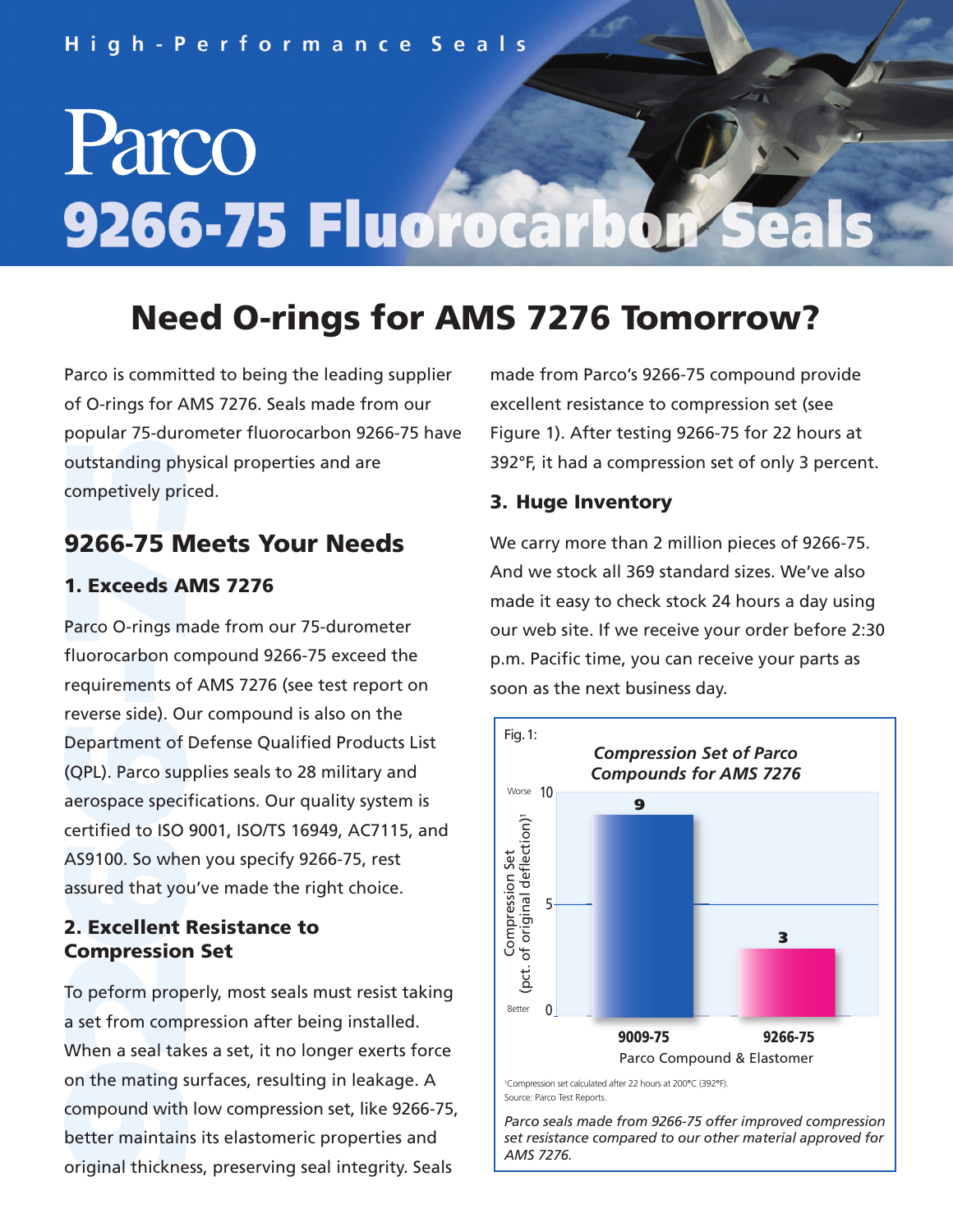High-Performance Seals

# Parco 9266-75 Fluorocarbon Seals

## Need O-rings for AMS 7276 Tomorrow?

Parco is committed to being the leading supplier of O-rings for AMS 7276. Seals made from our popular 75-durometer fluorocarbon 9266-75 have outstanding physical properties and are competively priced.

## 9266-75 Meets Your Needs

### 1. Exceeds AMS 7276

Parco O-rings made from our 75-durometer fluorocarbon compound 9266-75 exceed the requirements of AMS 7276 (see test report on reverse side). Our compound is also on the Department of Defense Qualified Products List (QPL). Parco supplies seals to 28 military and aerospace specifications. Our quality system is certified to ISO 9001, ISO/TS 16949, AC7115, and AS9100. So when you specify 9266-75, rest assured that you've made the right choice.

### 2. Excellent Resistance to Compression Set

To peform properly, most seals must resist taking a set from compression after being installed. When a seal takes a set, it no longer exerts force on the mating surfaces, resulting in leakage. A compound with low compression set, like 9266-75, better maintains its elastomeric properties and original thickness, preserving seal integrity. Seals made from Parco's 9266-75 compound provide excellent resistance to compression set (see Figure 1). After testing 9266-75 for 22 hours at 392°F, it had a compression set of only 3 percent.

### 3. Huge Inventory

We carry more than 2 million pieces of 9266-75. And we stock all 369 standard sizes. We've also made it easy to check stock 24 hours a day using our web site. If we receive your order before 2:30 p.m. Pacific time, you can receive your parts as soon as the next business day.

Fig. 1: *Compression Set of Parco Compounds for AMS 7276*

| Parco Compound & Elastomer | Compression Set (pct. of original deflection)[1] |
|---|---|
| 9009-75 | 9 |
| 9266-75 | 3 |

(0 = Better, 10 = Worse)

[1]Compression set calculated after 22 hours at 200°C (392°F).
Source: Parco Test Reports.

*Parco seals made from 9266-75 offer improved compression set resistance compared to our other material approved for AMS 7276.*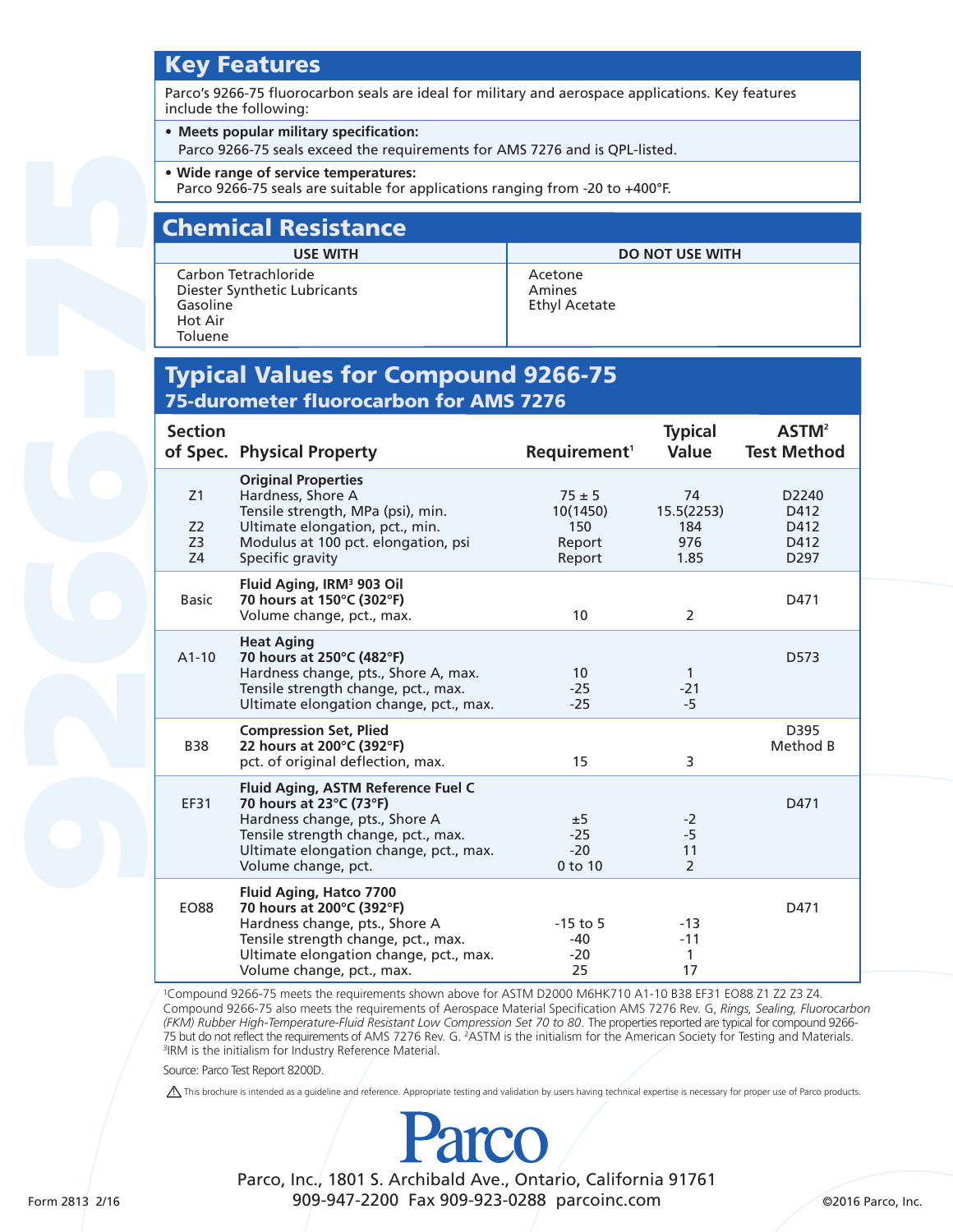## Key Features

Parco's 9266-75 fluorocarbon seals are ideal for military and aerospace applications. Key features include the following:

- **Meets popular military specification:**
  Parco 9266-75 seals exceed the requirements for AMS 7276 and is QPL-listed.
- **Wide range of service temperatures:**
  Parco 9266-75 seals are suitable for applications ranging from -20 to +400°F.

## Chemical Resistance

| USE WITH | DO NOT USE WITH |
|---|---|
| Carbon Tetrachloride<br>Diester Synthetic Lubricants<br>Gasoline<br>Hot Air<br>Toluene | Acetone<br>Amines<br>Ethyl Acetate |

## Typical Values for Compound 9266-75

### 75-durometer fluorocarbon for AMS 7276

| Section of Spec. | Physical Property | Requirement[1] | Typical Value | ASTM[2] Test Method |
|---|---|---|---|---|
| | **Original Properties** | | | |
| Z1 | Hardness, Shore A | 75 ± 5 | 74 | D2240 |
| | Tensile strength, MPa (psi), min. | 10(1450) | 15.5(2253) | D412 |
| Z2 | Ultimate elongation, pct., min. | 150 | 184 | D412 |
| Z3 | Modulus at 100 pct. elongation, psi | Report | 976 | D412 |
| Z4 | Specific gravity | Report | 1.85 | D297 |
| | **Fluid Aging, IRM[3] 903 Oil** | | | |
| Basic | **70 hours at 150°C (302°F)** | | | D471 |
| | Volume change, pct., max. | 10 | 2 | |
| | **Heat Aging** | | | |
| A1-10 | **70 hours at 250°C (482°F)** | | | D573 |
| | Hardness change, pts., Shore A, max. | 10 | 1 | |
| | Tensile strength change, pct., max. | -25 | -21 | |
| | Ultimate elongation change, pct., max. | -25 | -5 | |
| | **Compression Set, Plied** | | | D395 |
| B38 | **22 hours at 200°C (392°F)** | | | Method B |
| | pct. of original deflection, max. | 15 | 3 | |
| | **Fluid Aging, ASTM Reference Fuel C** | | | |
| EF31 | **70 hours at 23°C (73°F)** | | | D471 |
| | Hardness change, pts., Shore A | ±5 | -2 | |
| | Tensile strength change, pct., max. | -25 | -5 | |
| | Ultimate elongation change, pct., max. | -20 | 11 | |
| | Volume change, pct. | 0 to 10 | 2 | |
| | **Fluid Aging, Hatco 7700** | | | |
| EO88 | **70 hours at 200°C (392°F)** | | | D471 |
| | Hardness change, pts., Shore A | -15 to 5 | -13 | |
| | Tensile strength change, pct., max. | -40 | -11 | |
| | Ultimate elongation change, pct., max. | -20 | 1 | |
| | Volume change, pct., max. | 25 | 17 | |

[1]Compound 9266-75 meets the requirements shown above for ASTM D2000 M6HK710 A1-10 B38 EF31 EO88 Z1 Z2 Z3 Z4. Compound 9266-75 also meets the requirements of Aerospace Material Specification AMS 7276 Rev. G, *Rings, Sealing, Fluorocarbon (FKM) Rubber High-Temperature-Fluid Resistant Low Compression Set 70 to 80*. The properties reported are typical for compound 9266-75 but do not reflect the requirements of AMS 7276 Rev. G. [2]ASTM is the initialism for the American Society for Testing and Materials. [3]IRM is the initialism for Industry Reference Material.

Source: Parco Test Report 8200D.

⚠ This brochure is intended as a guideline and reference. Appropriate testing and validation by users having technical expertise is necessary for proper use of Parco products.

**Parco**

Parco, Inc., 1801 S. Archibald Ave., Ontario, California 91761
909-947-2200 Fax 909-923-0288 parcoinc.com

Form 2813 2/16

©2016 Parco, Inc.